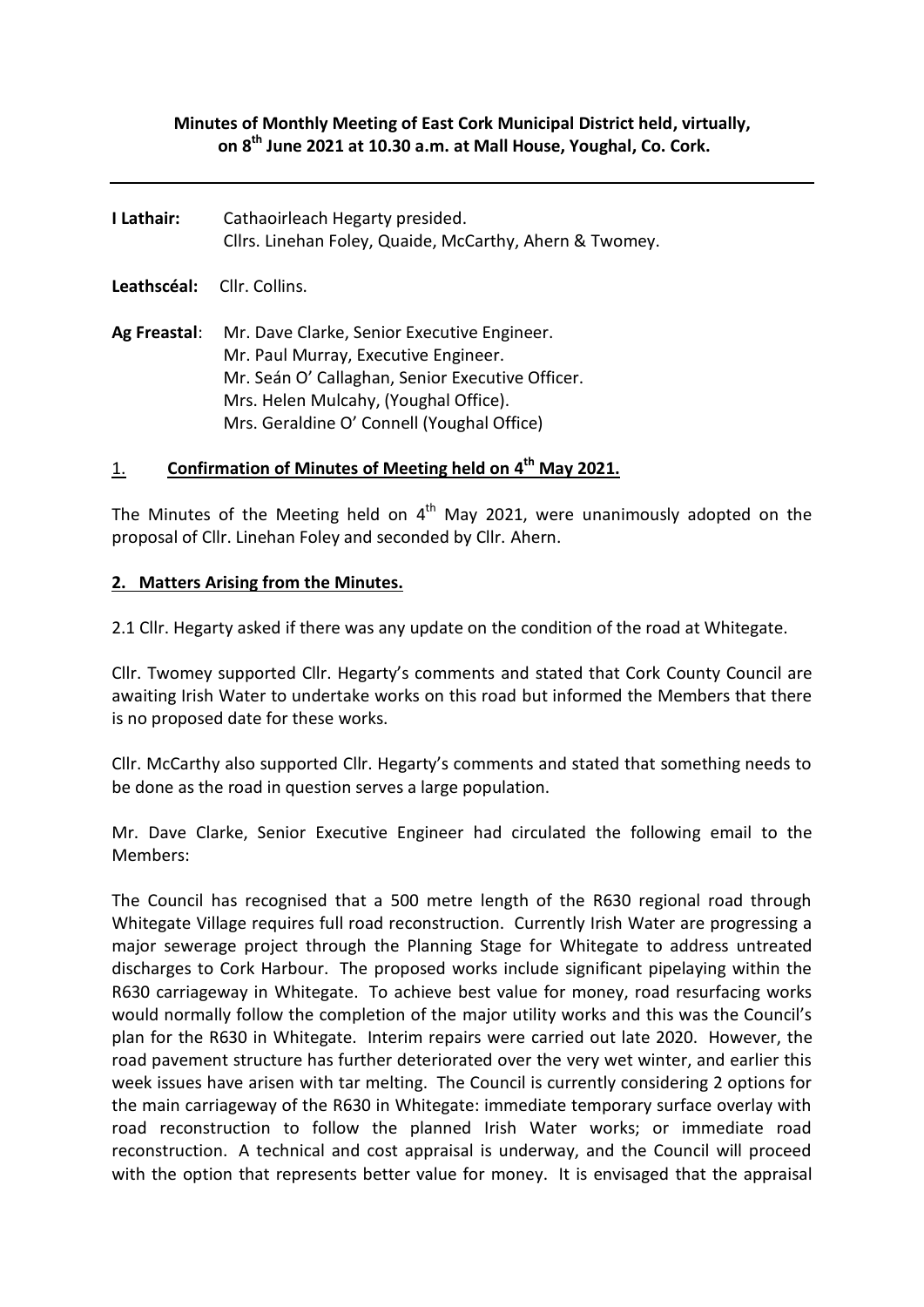**Minutes of Monthly Meeting of East Cork Municipal District held, virtually, on 8th June 2021 at 10.30 a.m. at Mall House, Youghal, Co. Cork.**

---

**I Lathair:** Cathaoirleach Hegarty presided.
Cllrs. Linehan Foley, Quaide, McCarthy, Ahern & Twomey.

**Leathscéal:** Cllr. Collins.

**Ag Freastal**: Mr. Dave Clarke, Senior Executive Engineer.
Mr. Paul Murray, Executive Engineer.
Mr. Seán O' Callaghan, Senior Executive Officer.
Mrs. Helen Mulcahy, (Youghal Office).
Mrs. Geraldine O' Connell (Youghal Office)

## 1. Confirmation of Minutes of Meeting held on 4th May 2021.

The Minutes of the Meeting held on 4th May 2021, were unanimously adopted on the proposal of Cllr. Linehan Foley and seconded by Cllr. Ahern.

## 2. Matters Arising from the Minutes.

2.1 Cllr. Hegarty asked if there was any update on the condition of the road at Whitegate.

Cllr. Twomey supported Cllr. Hegarty's comments and stated that Cork County Council are awaiting Irish Water to undertake works on this road but informed the Members that there is no proposed date for these works.

Cllr. McCarthy also supported Cllr. Hegarty's comments and stated that something needs to be done as the road in question serves a large population.

Mr. Dave Clarke, Senior Executive Engineer had circulated the following email to the Members:

The Council has recognised that a 500 metre length of the R630 regional road through Whitegate Village requires full road reconstruction. Currently Irish Water are progressing a major sewerage project through the Planning Stage for Whitegate to address untreated discharges to Cork Harbour. The proposed works include significant pipelaying within the R630 carriageway in Whitegate. To achieve best value for money, road resurfacing works would normally follow the completion of the major utility works and this was the Council's plan for the R630 in Whitegate. Interim repairs were carried out late 2020. However, the road pavement structure has further deteriorated over the very wet winter, and earlier this week issues have arisen with tar melting. The Council is currently considering 2 options for the main carriageway of the R630 in Whitegate: immediate temporary surface overlay with road reconstruction to follow the planned Irish Water works; or immediate road reconstruction. A technical and cost appraisal is underway, and the Council will proceed with the option that represents better value for money. It is envisaged that the appraisal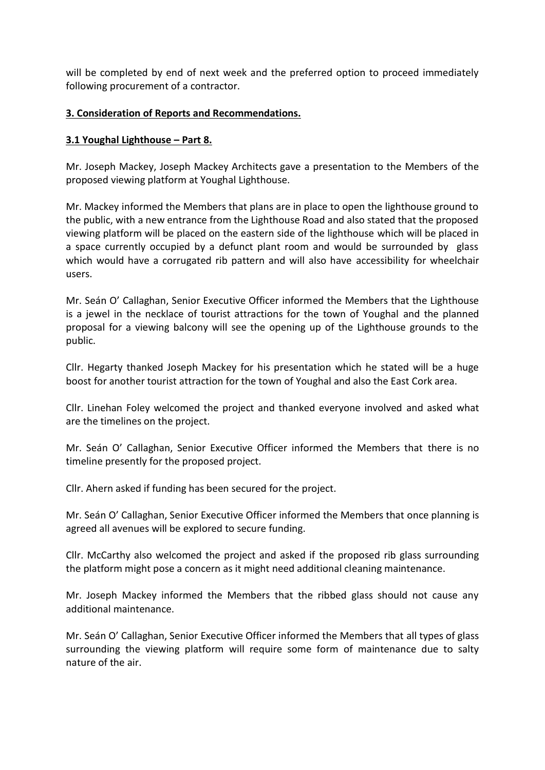will be completed by end of next week and the preferred option to proceed immediately following procurement of a contractor.

## **3. Consideration of Reports and Recommendations.**

### **3.1 Youghal Lighthouse – Part 8.**

Mr. Joseph Mackey, Joseph Mackey Architects gave a presentation to the Members of the proposed viewing platform at Youghal Lighthouse.

Mr. Mackey informed the Members that plans are in place to open the lighthouse ground to the public, with a new entrance from the Lighthouse Road and also stated that the proposed viewing platform will be placed on the eastern side of the lighthouse which will be placed in a space currently occupied by a defunct plant room and would be surrounded by glass which would have a corrugated rib pattern and will also have accessibility for wheelchair users.

Mr. Seán O' Callaghan, Senior Executive Officer informed the Members that the Lighthouse is a jewel in the necklace of tourist attractions for the town of Youghal and the planned proposal for a viewing balcony will see the opening up of the Lighthouse grounds to the public.

Cllr. Hegarty thanked Joseph Mackey for his presentation which he stated will be a huge boost for another tourist attraction for the town of Youghal and also the East Cork area.

Cllr. Linehan Foley welcomed the project and thanked everyone involved and asked what are the timelines on the project.

Mr. Seán O' Callaghan, Senior Executive Officer informed the Members that there is no timeline presently for the proposed project.

Cllr. Ahern asked if funding has been secured for the project.

Mr. Seán O' Callaghan, Senior Executive Officer informed the Members that once planning is agreed all avenues will be explored to secure funding.

Cllr. McCarthy also welcomed the project and asked if the proposed rib glass surrounding the platform might pose a concern as it might need additional cleaning maintenance.

Mr. Joseph Mackey informed the Members that the ribbed glass should not cause any additional maintenance.

Mr. Seán O' Callaghan, Senior Executive Officer informed the Members that all types of glass surrounding the viewing platform will require some form of maintenance due to salty nature of the air.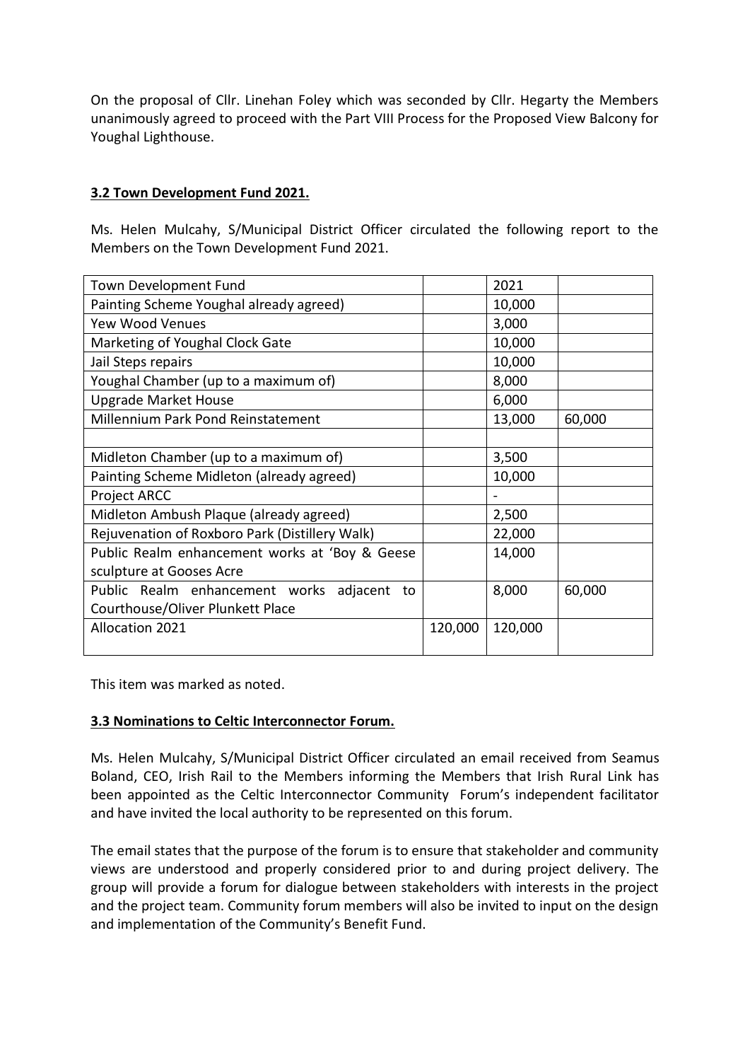On the proposal of Cllr. Linehan Foley which was seconded by Cllr. Hegarty the Members unanimously agreed to proceed with the Part VIII Process for the Proposed View Balcony for Youghal Lighthouse.

### 3.2 Town Development Fund 2021.

Ms. Helen Mulcahy, S/Municipal District Officer circulated the following report to the Members on the Town Development Fund 2021.

| | | | |
|---|---|---|---|
| Town Development Fund | | 2021 | |
| Painting Scheme Youghal already agreed) | | 10,000 | |
| Yew Wood Venues | | 3,000 | |
| Marketing of Youghal Clock Gate | | 10,000 | |
| Jail Steps repairs | | 10,000 | |
| Youghal Chamber (up to a maximum of) | | 8,000 | |
| Upgrade Market House | | 6,000 | |
| Millennium Park Pond Reinstatement | | 13,000 | 60,000 |
| | | | |
| Midleton Chamber (up to a maximum of) | | 3,500 | |
| Painting Scheme Midleton (already agreed) | | 10,000 | |
| Project ARCC | | - | |
| Midleton Ambush Plaque (already agreed) | | 2,500 | |
| Rejuvenation of Roxboro Park (Distillery Walk) | | 22,000 | |
| Public Realm enhancement works at 'Boy & Geese sculpture at Gooses Acre | | 14,000 | |
| Public Realm enhancement works adjacent to Courthouse/Oliver Plunkett Place | | 8,000 | 60,000 |
| Allocation 2021 | 120,000 | 120,000 | |

This item was marked as noted.

### 3.3 Nominations to Celtic Interconnector Forum.

Ms. Helen Mulcahy, S/Municipal District Officer circulated an email received from Seamus Boland, CEO, Irish Rail to the Members informing the Members that Irish Rural Link has been appointed as the Celtic Interconnector Community Forum's independent facilitator and have invited the local authority to be represented on this forum.

The email states that the purpose of the forum is to ensure that stakeholder and community views are understood and properly considered prior to and during project delivery. The group will provide a forum for dialogue between stakeholders with interests in the project and the project team. Community forum members will also be invited to input on the design and implementation of the Community's Benefit Fund.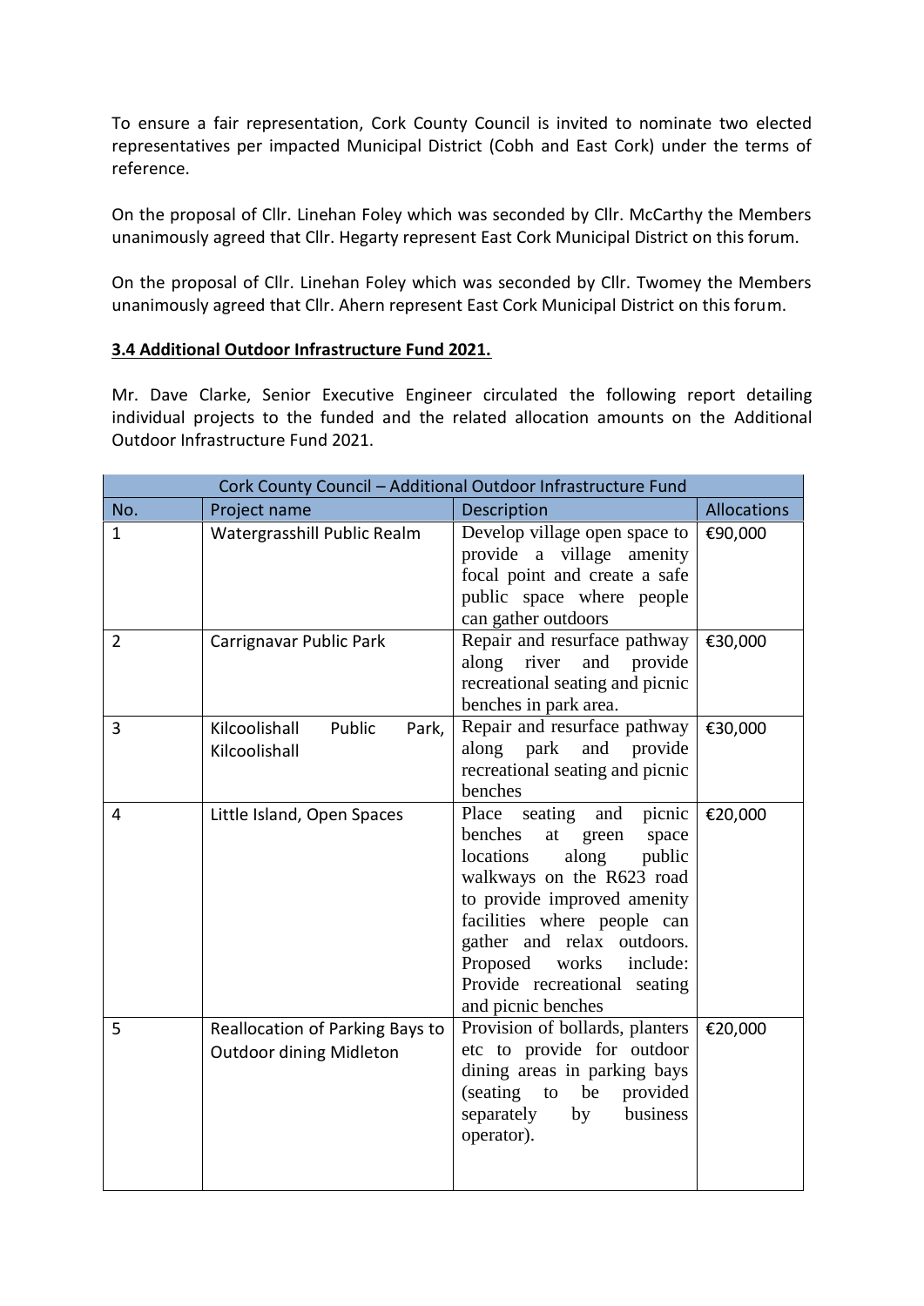To ensure a fair representation, Cork County Council is invited to nominate two elected representatives per impacted Municipal District (Cobh and East Cork) under the terms of reference.

On the proposal of Cllr. Linehan Foley which was seconded by Cllr. McCarthy the Members unanimously agreed that Cllr. Hegarty represent East Cork Municipal District on this forum.

On the proposal of Cllr. Linehan Foley which was seconded by Cllr. Twomey the Members unanimously agreed that Cllr. Ahern represent East Cork Municipal District on this forum.

**3.4 Additional Outdoor Infrastructure Fund 2021.**

Mr. Dave Clarke, Senior Executive Engineer circulated the following report detailing individual projects to the funded and the related allocation amounts on the Additional Outdoor Infrastructure Fund 2021.

| Cork County Council – Additional Outdoor Infrastructure Fund | | | |
|---|---|---|---|
| No. | Project name | Description | Allocations |
| 1 | Watergrasshill Public Realm | Develop village open space to provide a village amenity focal point and create a safe public space where people can gather outdoors | €90,000 |
| 2 | Carrignavar Public Park | Repair and resurface pathway along river and provide recreational seating and picnic benches in park area. | €30,000 |
| 3 | Kilcoolishall Public Park, Kilcoolishall | Repair and resurface pathway along park and provide recreational seating and picnic benches | €30,000 |
| 4 | Little Island, Open Spaces | Place seating and picnic benches at green space locations along public walkways on the R623 road to provide improved amenity facilities where people can gather and relax outdoors. Proposed works include: Provide recreational seating and picnic benches | €20,000 |
| 5 | Reallocation of Parking Bays to Outdoor dining Midleton | Provision of bollards, planters etc to provide for outdoor dining areas in parking bays (seating to be provided separately by business operator). | €20,000 |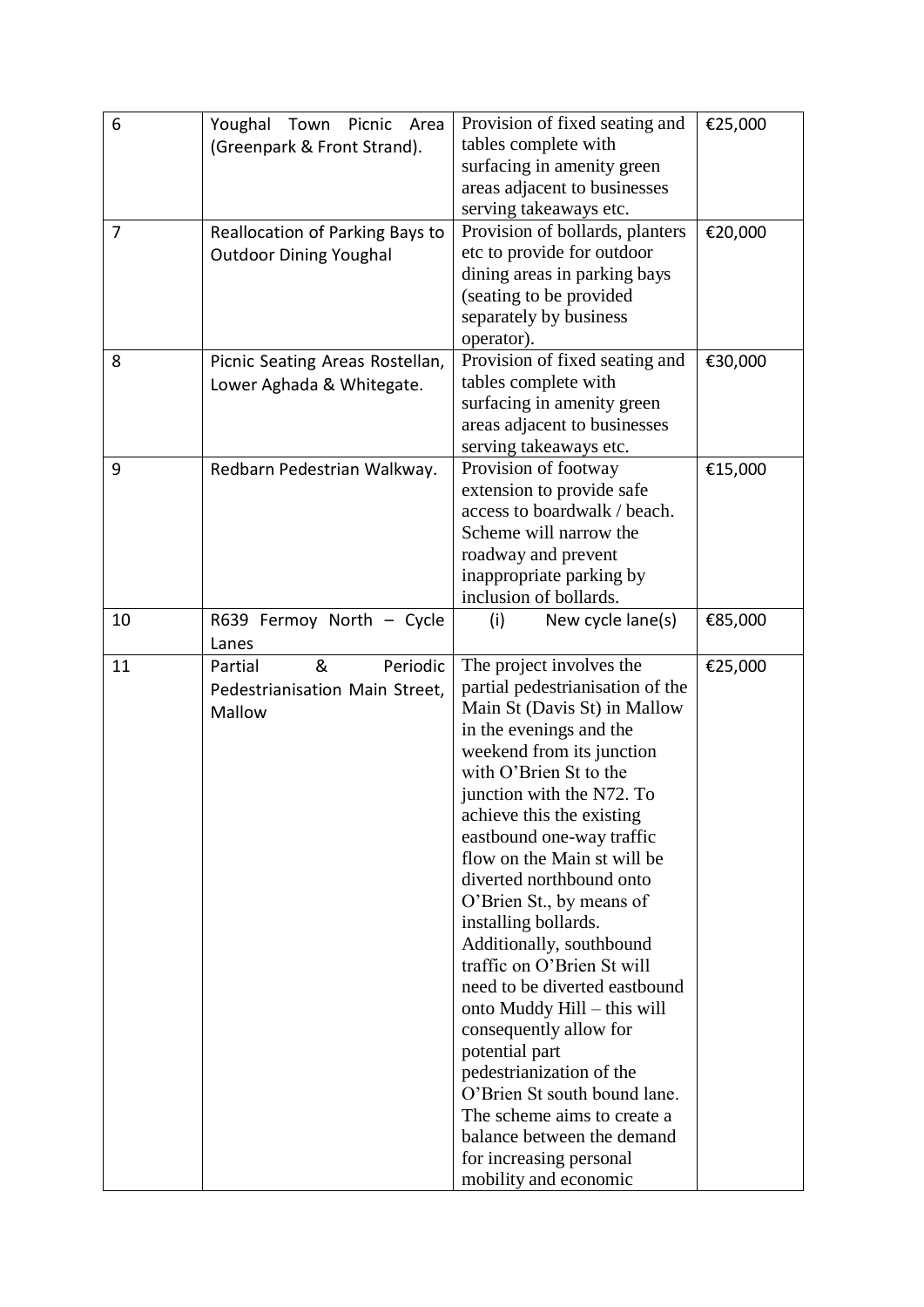| | | | |
|---|---|---|---|
| 6 | Youghal Town Picnic Area (Greenpark & Front Strand). | Provision of fixed seating and tables complete with surfacing in amenity green areas adjacent to businesses serving takeaways etc. | €25,000 |
| 7 | Reallocation of Parking Bays to Outdoor Dining Youghal | Provision of bollards, planters etc to provide for outdoor dining areas in parking bays (seating to be provided separately by business operator). | €20,000 |
| 8 | Picnic Seating Areas Rostellan, Lower Aghada & Whitegate. | Provision of fixed seating and tables complete with surfacing in amenity green areas adjacent to businesses serving takeaways etc. | €30,000 |
| 9 | Redbarn Pedestrian Walkway. | Provision of footway extension to provide safe access to boardwalk / beach. Scheme will narrow the roadway and prevent inappropriate parking by inclusion of bollards. | €15,000 |
| 10 | R639 Fermoy North – Cycle Lanes | (i) New cycle lane(s) | €85,000 |
| 11 | Partial & Periodic Pedestrianisation Main Street, Mallow | The project involves the partial pedestrianisation of the Main St (Davis St) in Mallow in the evenings and the weekend from its junction with O'Brien St to the junction with the N72. To achieve this the existing eastbound one-way traffic flow on the Main st will be diverted northbound onto O'Brien St., by means of installing bollards. Additionally, southbound traffic on O'Brien St will need to be diverted eastbound onto Muddy Hill – this will consequently allow for potential part pedestrianization of the O'Brien St south bound lane. The scheme aims to create a balance between the demand for increasing personal mobility and economic | €25,000 |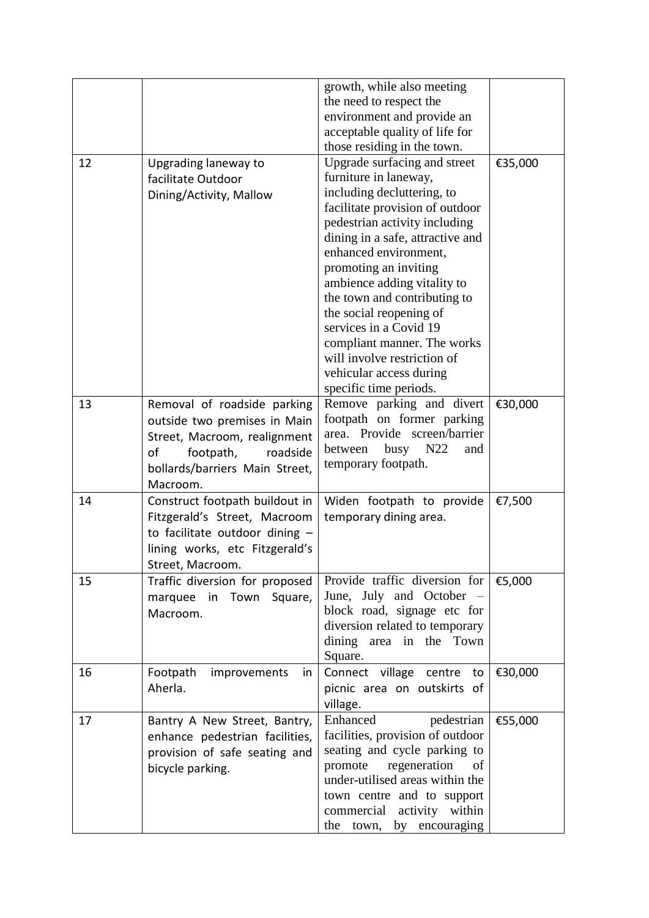| | | | |
|---|---|---|---|
| | | growth, while also meeting the need to respect the environment and provide an acceptable quality of life for those residing in the town. | |
| 12 | Upgrading laneway to facilitate Outdoor Dining/Activity, Mallow | Upgrade surfacing and street furniture in laneway, including decluttering, to facilitate provision of outdoor pedestrian activity including dining in a safe, attractive and enhanced environment, promoting an inviting ambience adding vitality to the town and contributing to the social reopening of services in a Covid 19 compliant manner. The works will involve restriction of vehicular access during specific time periods. | €35,000 |
| 13 | Removal of roadside parking outside two premises in Main Street, Macroom, realignment of footpath, roadside bollards/barriers Main Street, Macroom. | Remove parking and divert footpath on former parking area. Provide screen/barrier between busy N22 and temporary footpath. | €30,000 |
| 14 | Construct footpath buildout in Fitzgerald's Street, Macroom to facilitate outdoor dining – lining works, etc Fitzgerald's Street, Macroom. | Widen footpath to provide temporary dining area. | €7,500 |
| 15 | Traffic diversion for proposed marquee in Town Square, Macroom. | Provide traffic diversion for June, July and October – block road, signage etc for diversion related to temporary dining area in the Town Square. | €5,000 |
| 16 | Footpath improvements in Aherla. | Connect village centre to picnic area on outskirts of village. | €30,000 |
| 17 | Bantry A New Street, Bantry, enhance pedestrian facilities, provision of safe seating and bicycle parking. | Enhanced pedestrian facilities, provision of outdoor seating and cycle parking to promote regeneration of under-utilised areas within the town centre and to support commercial activity within the town, by encouraging | €55,000 |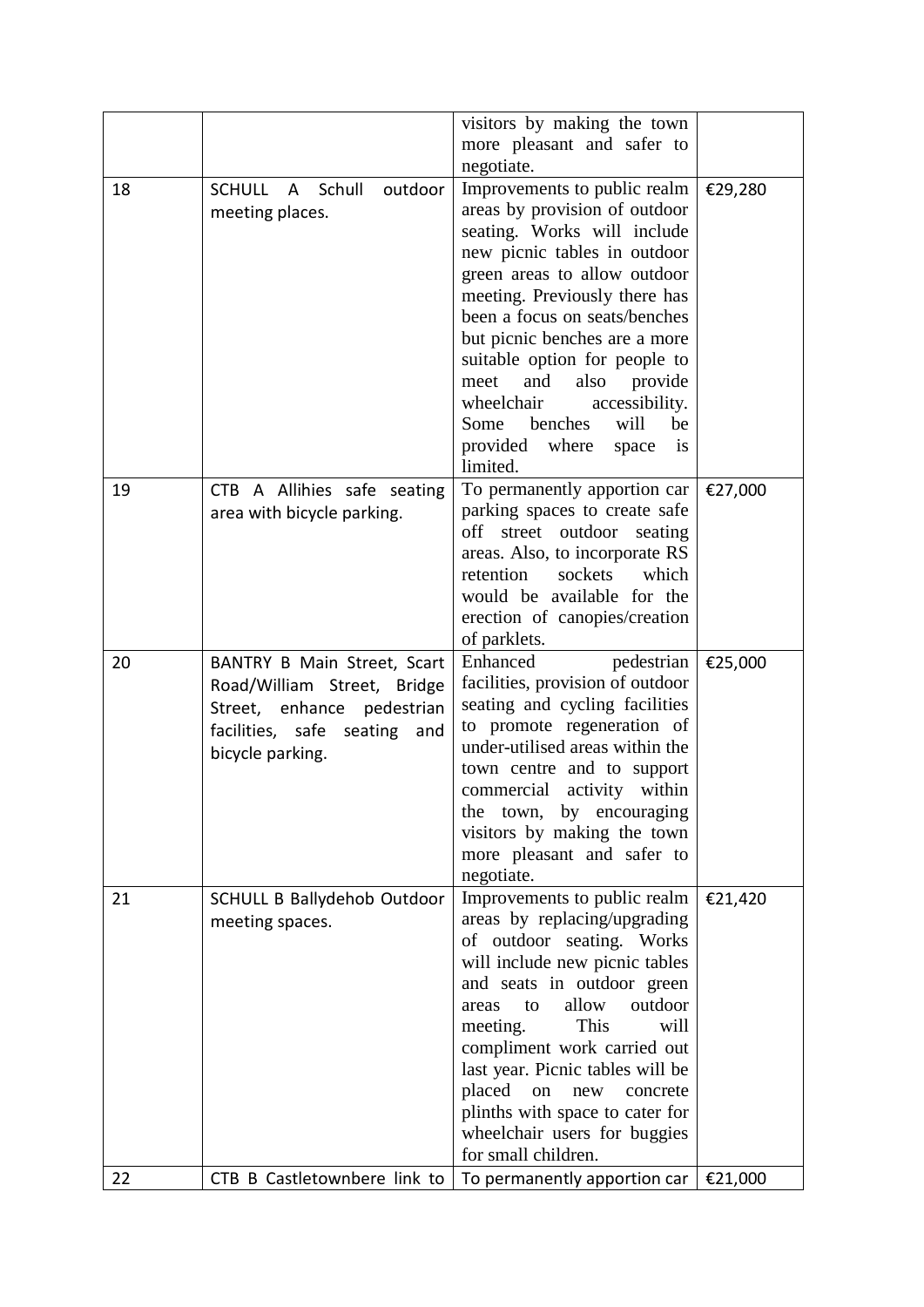| | | | |
|---|---|---|---|
| | | visitors by making the town more pleasant and safer to negotiate. | |
| 18 | SCHULL A Schull outdoor meeting places. | Improvements to public realm areas by provision of outdoor seating. Works will include new picnic tables in outdoor green areas to allow outdoor meeting. Previously there has been a focus on seats/benches but picnic benches are a more suitable option for people to meet and also provide wheelchair accessibility. Some benches will be provided where space is limited. | €29,280 |
| 19 | CTB A Allihies safe seating area with bicycle parking. | To permanently apportion car parking spaces to create safe off street outdoor seating areas. Also, to incorporate RS retention sockets which would be available for the erection of canopies/creation of parklets. | €27,000 |
| 20 | BANTRY B Main Street, Scart Road/William Street, Bridge Street, enhance pedestrian facilities, safe seating and bicycle parking. | Enhanced pedestrian facilities, provision of outdoor seating and cycling facilities to promote regeneration of under-utilised areas within the town centre and to support commercial activity within the town, by encouraging visitors by making the town more pleasant and safer to negotiate. | €25,000 |
| 21 | SCHULL B Ballydehob Outdoor meeting spaces. | Improvements to public realm areas by replacing/upgrading of outdoor seating. Works will include new picnic tables and seats in outdoor green areas to allow outdoor meeting. This will compliment work carried out last year. Picnic tables will be placed on new concrete plinths with space to cater for wheelchair users for buggies for small children. | €21,420 |
| 22 | CTB B Castletownbere link to | To permanently apportion car | €21,000 |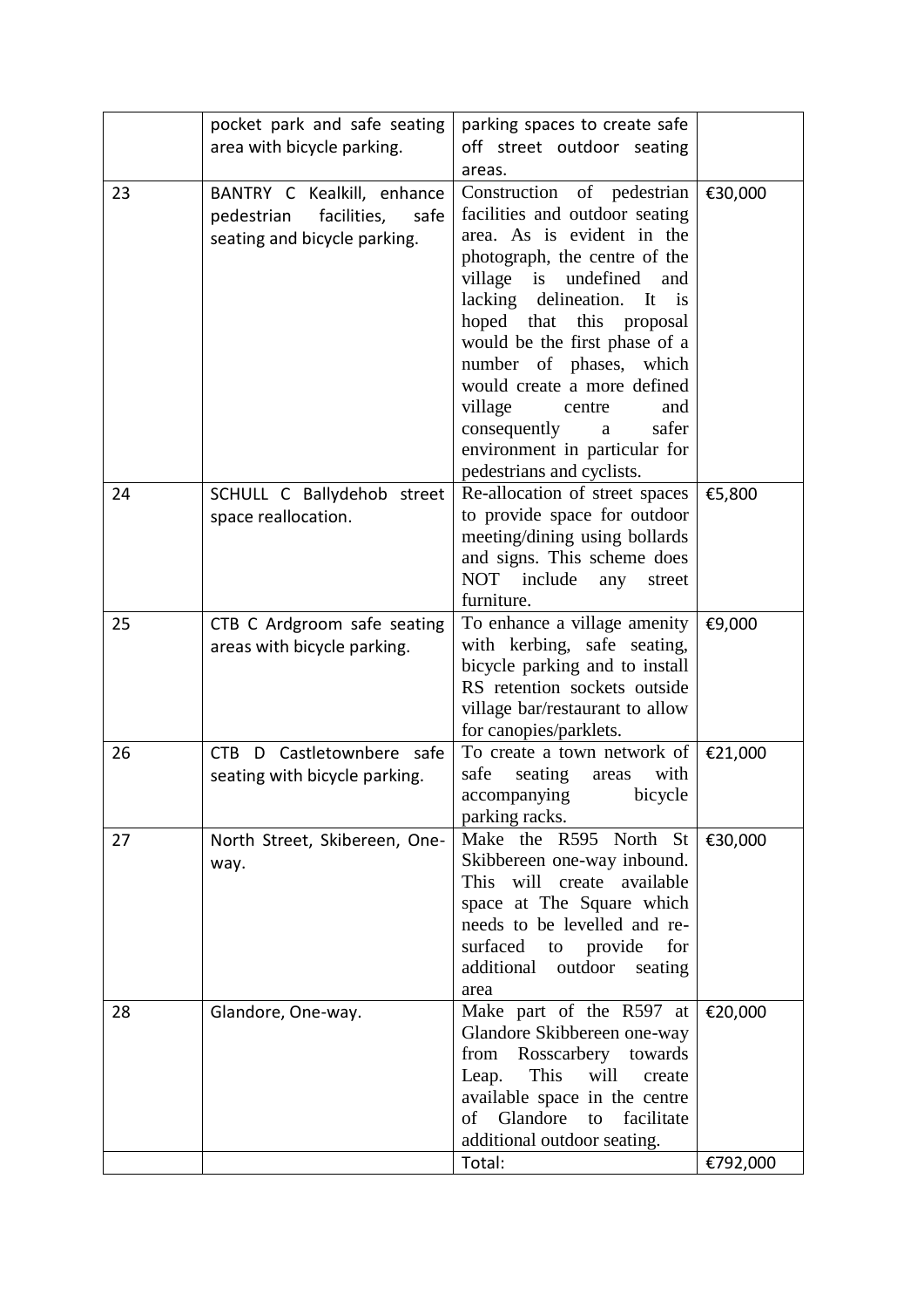| | | | |
|---|---|---|---|
| | pocket park and safe seating area with bicycle parking. | parking spaces to create safe off street outdoor seating areas. | |
| 23 | BANTRY C Kealkill, enhance pedestrian facilities, safe seating and bicycle parking. | Construction of pedestrian facilities and outdoor seating area. As is evident in the photograph, the centre of the village is undefined and lacking delineation. It is hoped that this proposal would be the first phase of a number of phases, which would create a more defined village centre and consequently a safer environment in particular for pedestrians and cyclists. | €30,000 |
| 24 | SCHULL C Ballydehob street space reallocation. | Re-allocation of street spaces to provide space for outdoor meeting/dining using bollards and signs. This scheme does NOT include any street furniture. | €5,800 |
| 25 | CTB C Ardgroom safe seating areas with bicycle parking. | To enhance a village amenity with kerbing, safe seating, bicycle parking and to install RS retention sockets outside village bar/restaurant to allow for canopies/parklets. | €9,000 |
| 26 | CTB D Castletownbere safe seating with bicycle parking. | To create a town network of safe seating areas with accompanying bicycle parking racks. | €21,000 |
| 27 | North Street, Skibereen, One-way. | Make the R595 North St Skibbereen one-way inbound. This will create available space at The Square which needs to be levelled and re-surfaced to provide for additional outdoor seating area | €30,000 |
| 28 | Glandore, One-way. | Make part of the R597 at Glandore Skibbereen one-way from Rosscarbery towards Leap. This will create available space in the centre of Glandore to facilitate additional outdoor seating. | €20,000 |
| | | Total: | €792,000 |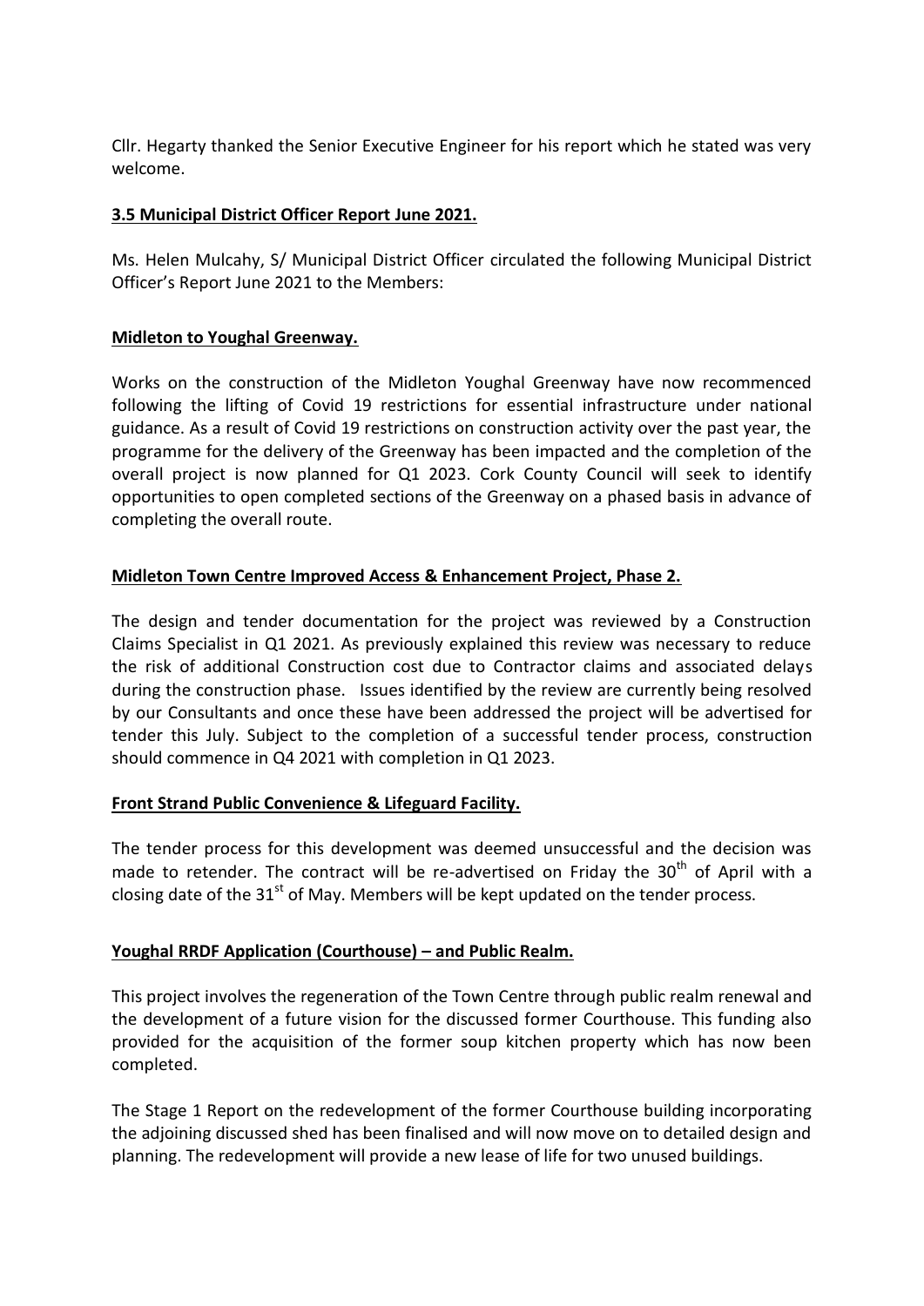Cllr. Hegarty thanked the Senior Executive Engineer for his report which he stated was very welcome.

**3.5 Municipal District Officer Report June 2021.**

Ms. Helen Mulcahy, S/ Municipal District Officer circulated the following Municipal District Officer's Report June 2021 to the Members:

**Midleton to Youghal Greenway.**

Works on the construction of the Midleton Youghal Greenway have now recommenced following the lifting of Covid 19 restrictions for essential infrastructure under national guidance. As a result of Covid 19 restrictions on construction activity over the past year, the programme for the delivery of the Greenway has been impacted and the completion of the overall project is now planned for Q1 2023. Cork County Council will seek to identify opportunities to open completed sections of the Greenway on a phased basis in advance of completing the overall route.

**Midleton Town Centre Improved Access & Enhancement Project, Phase 2.**

The design and tender documentation for the project was reviewed by a Construction Claims Specialist in Q1 2021. As previously explained this review was necessary to reduce the risk of additional Construction cost due to Contractor claims and associated delays during the construction phase. Issues identified by the review are currently being resolved by our Consultants and once these have been addressed the project will be advertised for tender this July. Subject to the completion of a successful tender process, construction should commence in Q4 2021 with completion in Q1 2023.

**Front Strand Public Convenience & Lifeguard Facility.**

The tender process for this development was deemed unsuccessful and the decision was made to retender. The contract will be re-advertised on Friday the 30th of April with a closing date of the 31st of May. Members will be kept updated on the tender process.

**Youghal RRDF Application (Courthouse) – and Public Realm.**

This project involves the regeneration of the Town Centre through public realm renewal and the development of a future vision for the discussed former Courthouse. This funding also provided for the acquisition of the former soup kitchen property which has now been completed.

The Stage 1 Report on the redevelopment of the former Courthouse building incorporating the adjoining discussed shed has been finalised and will now move on to detailed design and planning. The redevelopment will provide a new lease of life for two unused buildings.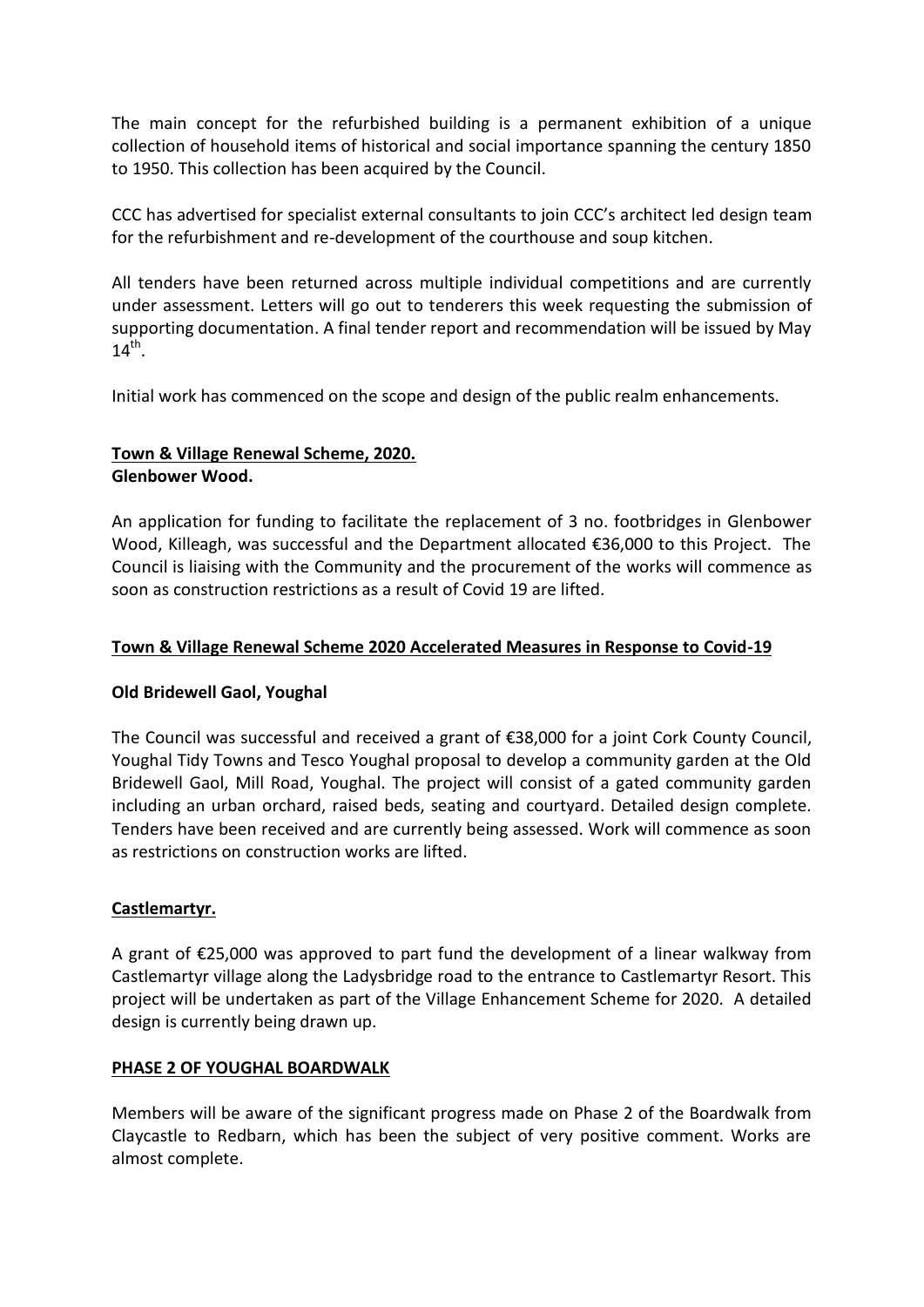The main concept for the refurbished building is a permanent exhibition of a unique collection of household items of historical and social importance spanning the century 1850 to 1950. This collection has been acquired by the Council.

CCC has advertised for specialist external consultants to join CCC's architect led design team for the refurbishment and re-development of the courthouse and soup kitchen.

All tenders have been returned across multiple individual competitions and are currently under assessment. Letters will go out to tenderers this week requesting the submission of supporting documentation. A final tender report and recommendation will be issued by May 14th.

Initial work has commenced on the scope and design of the public realm enhancements.

**Town & Village Renewal Scheme, 2020.**
**Glenbower Wood.**

An application for funding to facilitate the replacement of 3 no. footbridges in Glenbower Wood, Killeagh, was successful and the Department allocated €36,000 to this Project. The Council is liaising with the Community and the procurement of the works will commence as soon as construction restrictions as a result of Covid 19 are lifted.

**Town & Village Renewal Scheme 2020 Accelerated Measures in Response to Covid-19**

**Old Bridewell Gaol, Youghal**

The Council was successful and received a grant of €38,000 for a joint Cork County Council, Youghal Tidy Towns and Tesco Youghal proposal to develop a community garden at the Old Bridewell Gaol, Mill Road, Youghal. The project will consist of a gated community garden including an urban orchard, raised beds, seating and courtyard. Detailed design complete. Tenders have been received and are currently being assessed. Work will commence as soon as restrictions on construction works are lifted.

**Castlemartyr.**

A grant of €25,000 was approved to part fund the development of a linear walkway from Castlemartyr village along the Ladysbridge road to the entrance to Castlemartyr Resort. This project will be undertaken as part of the Village Enhancement Scheme for 2020. A detailed design is currently being drawn up.

**PHASE 2 OF YOUGHAL BOARDWALK**

Members will be aware of the significant progress made on Phase 2 of the Boardwalk from Claycastle to Redbarn, which has been the subject of very positive comment. Works are almost complete.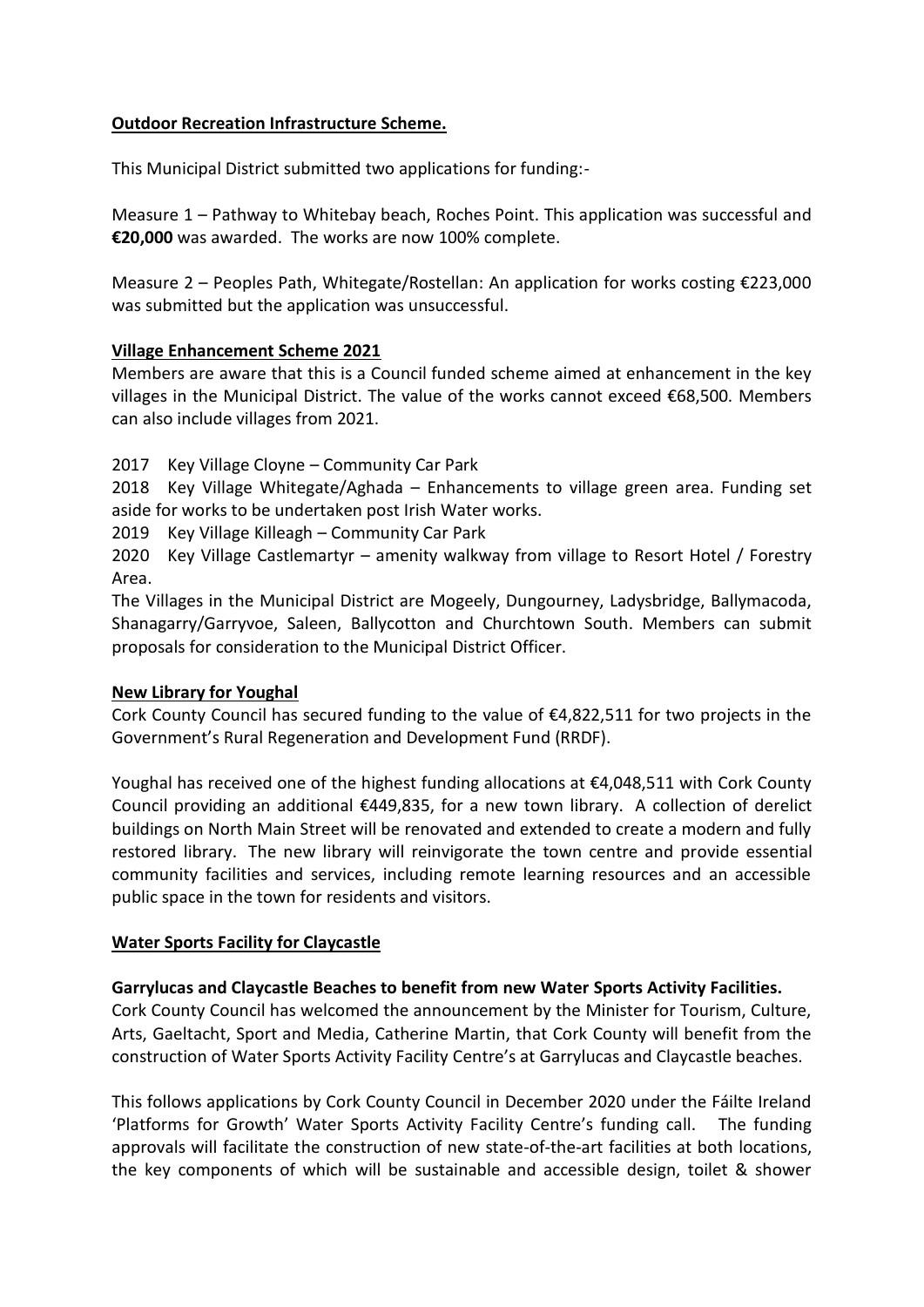**Outdoor Recreation Infrastructure Scheme.**

This Municipal District submitted two applications for funding:-

Measure 1 – Pathway to Whitebay beach, Roches Point. This application was successful and **€20,000** was awarded. The works are now 100% complete.

Measure 2 – Peoples Path, Whitegate/Rostellan: An application for works costing €223,000 was submitted but the application was unsuccessful.

**Village Enhancement Scheme 2021**

Members are aware that this is a Council funded scheme aimed at enhancement in the key villages in the Municipal District. The value of the works cannot exceed €68,500. Members can also include villages from 2021.

2017 Key Village Cloyne – Community Car Park

2018 Key Village Whitegate/Aghada – Enhancements to village green area. Funding set aside for works to be undertaken post Irish Water works.

2019 Key Village Killeagh – Community Car Park

2020 Key Village Castlemartyr – amenity walkway from village to Resort Hotel / Forestry Area.

The Villages in the Municipal District are Mogeely, Dungourney, Ladysbridge, Ballymacoda, Shanagarry/Garryvoe, Saleen, Ballycotton and Churchtown South. Members can submit proposals for consideration to the Municipal District Officer.

**New Library for Youghal**

Cork County Council has secured funding to the value of €4,822,511 for two projects in the Government's Rural Regeneration and Development Fund (RRDF).

Youghal has received one of the highest funding allocations at €4,048,511 with Cork County Council providing an additional €449,835, for a new town library. A collection of derelict buildings on North Main Street will be renovated and extended to create a modern and fully restored library. The new library will reinvigorate the town centre and provide essential community facilities and services, including remote learning resources and an accessible public space in the town for residents and visitors.

**Water Sports Facility for Claycastle**

**Garrylucas and Claycastle Beaches to benefit from new Water Sports Activity Facilities.**

Cork County Council has welcomed the announcement by the Minister for Tourism, Culture, Arts, Gaeltacht, Sport and Media, Catherine Martin, that Cork County will benefit from the construction of Water Sports Activity Facility Centre's at Garrylucas and Claycastle beaches.

This follows applications by Cork County Council in December 2020 under the Fáilte Ireland 'Platforms for Growth' Water Sports Activity Facility Centre's funding call. The funding approvals will facilitate the construction of new state-of-the-art facilities at both locations, the key components of which will be sustainable and accessible design, toilet & shower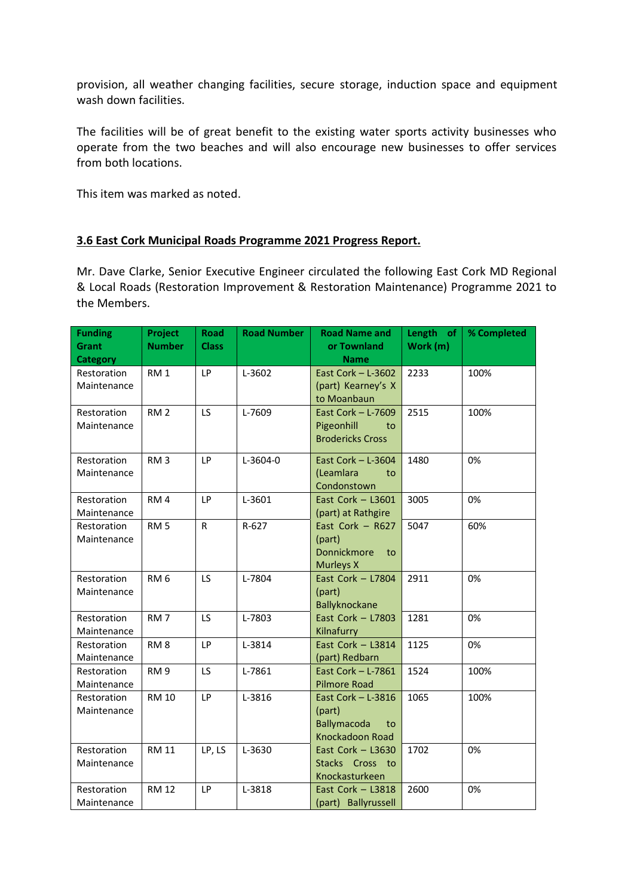provision, all weather changing facilities, secure storage, induction space and equipment wash down facilities.

The facilities will be of great benefit to the existing water sports activity businesses who operate from the two beaches and will also encourage new businesses to offer services from both locations.

This item was marked as noted.

### 3.6 East Cork Municipal Roads Programme 2021 Progress Report.

Mr. Dave Clarke, Senior Executive Engineer circulated the following East Cork MD Regional & Local Roads (Restoration Improvement & Restoration Maintenance) Programme 2021 to the Members.

| Funding Grant Category | Project Number | Road Class | Road Number | Road Name and or Townland Name | Length of Work (m) | % Completed |
|---|---|---|---|---|---|---|
| Restoration Maintenance | RM 1 | LP | L-3602 | East Cork – L-3602 (part) Kearney's X to Moanbaun | 2233 | 100% |
| Restoration Maintenance | RM 2 | LS | L-7609 | East Cork – L-7609 Pigeonhill to Brodericks Cross | 2515 | 100% |
| Restoration Maintenance | RM 3 | LP | L-3604-0 | East Cork – L-3604 (Leamlara to Condonstown | 1480 | 0% |
| Restoration Maintenance | RM 4 | LP | L-3601 | East Cork – L3601 (part) at Rathgire | 3005 | 0% |
| Restoration Maintenance | RM 5 | R | R-627 | East Cork – R627 (part) Donnickmore to Murleys X | 5047 | 60% |
| Restoration Maintenance | RM 6 | LS | L-7804 | East Cork – L7804 (part) Ballyknockane | 2911 | 0% |
| Restoration Maintenance | RM 7 | LS | L-7803 | East Cork – L7803 Kilnafurry | 1281 | 0% |
| Restoration Maintenance | RM 8 | LP | L-3814 | East Cork – L3814 (part) Redbarn | 1125 | 0% |
| Restoration Maintenance | RM 9 | LS | L-7861 | East Cork – L-7861 Pilmore Road | 1524 | 100% |
| Restoration Maintenance | RM 10 | LP | L-3816 | East Cork – L-3816 (part) Ballymacoda to Knockadoon Road | 1065 | 100% |
| Restoration Maintenance | RM 11 | LP, LS | L-3630 | East Cork – L3630 Stacks Cross to Knockasturkeen | 1702 | 0% |
| Restoration Maintenance | RM 12 | LP | L-3818 | East Cork – L3818 (part) Ballyrussell | 2600 | 0% |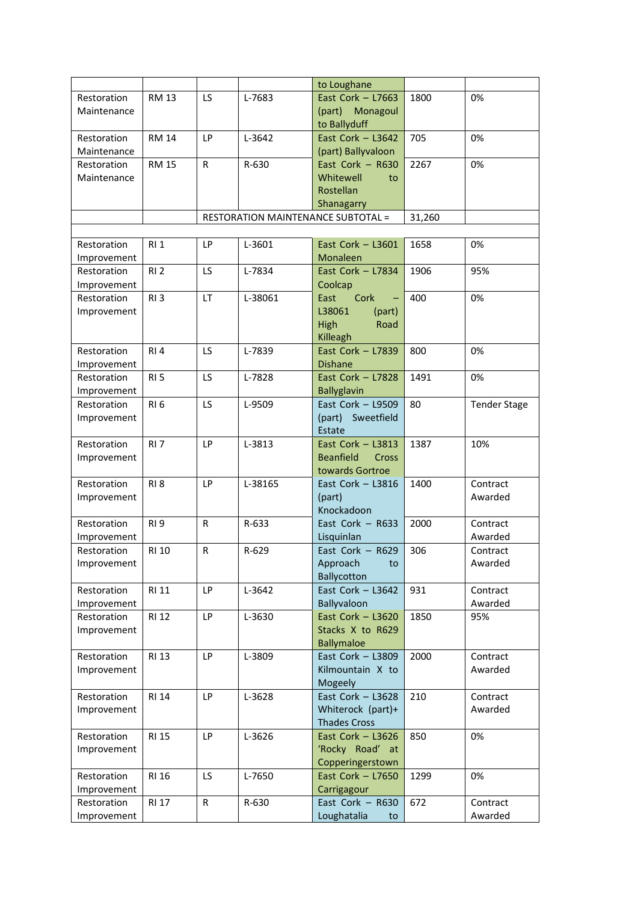| | | | | | | |
|---|---|---|---|---|---|---|
| | | | | to Loughane | | |
| Restoration Maintenance | RM 13 | LS | L-7683 | East Cork – L7663 (part) Monagoul to Ballyduff | 1800 | 0% |
| Restoration Maintenance | RM 14 | LP | L-3642 | East Cork – L3642 (part) Ballyvaloon | 705 | 0% |
| Restoration Maintenance | RM 15 | R | R-630 | East Cork – R630 Whitewell to Rostellan Shanagarry | 2267 | 0% |
| | | RESTORATION MAINTENANCE SUBTOTAL = | | | 31,260 | |
| | | | | | | |
| Restoration Improvement | RI 1 | LP | L-3601 | East Cork – L3601 Monaleen | 1658 | 0% |
| Restoration Improvement | RI 2 | LS | L-7834 | East Cork – L7834 Coolcap | 1906 | 95% |
| Restoration Improvement | RI 3 | LT | L-38061 | East Cork – L38061 (part) High Road Killeagh | 400 | 0% |
| Restoration Improvement | RI 4 | LS | L-7839 | East Cork – L7839 Dishane | 800 | 0% |
| Restoration Improvement | RI 5 | LS | L-7828 | East Cork – L7828 Ballyglavin | 1491 | 0% |
| Restoration Improvement | RI 6 | LS | L-9509 | East Cork – L9509 (part) Sweetfield Estate | 80 | Tender Stage |
| Restoration Improvement | RI 7 | LP | L-3813 | East Cork – L3813 Beanfield Cross towards Gortroe | 1387 | 10% |
| Restoration Improvement | RI 8 | LP | L-38165 | East Cork – L3816 (part) Knockadoon | 1400 | Contract Awarded |
| Restoration Improvement | RI 9 | R | R-633 | East Cork – R633 Lisquinlan | 2000 | Contract Awarded |
| Restoration Improvement | RI 10 | R | R-629 | East Cork – R629 Approach to Ballycotton | 306 | Contract Awarded |
| Restoration Improvement | RI 11 | LP | L-3642 | East Cork – L3642 Ballyvaloon | 931 | Contract Awarded |
| Restoration Improvement | RI 12 | LP | L-3630 | East Cork – L3620 Stacks X to R629 Ballymaloe | 1850 | 95% |
| Restoration Improvement | RI 13 | LP | L-3809 | East Cork – L3809 Kilmountain X to Mogeely | 2000 | Contract Awarded |
| Restoration Improvement | RI 14 | LP | L-3628 | East Cork – L3628 Whiterock (part)+ Thades Cross | 210 | Contract Awarded |
| Restoration Improvement | RI 15 | LP | L-3626 | East Cork – L3626 'Rocky Road' at Copperingerstown | 850 | 0% |
| Restoration Improvement | RI 16 | LS | L-7650 | East Cork – L7650 Carrigagour | 1299 | 0% |
| Restoration Improvement | RI 17 | R | R-630 | East Cork – R630 Loughatalia to | 672 | Contract Awarded |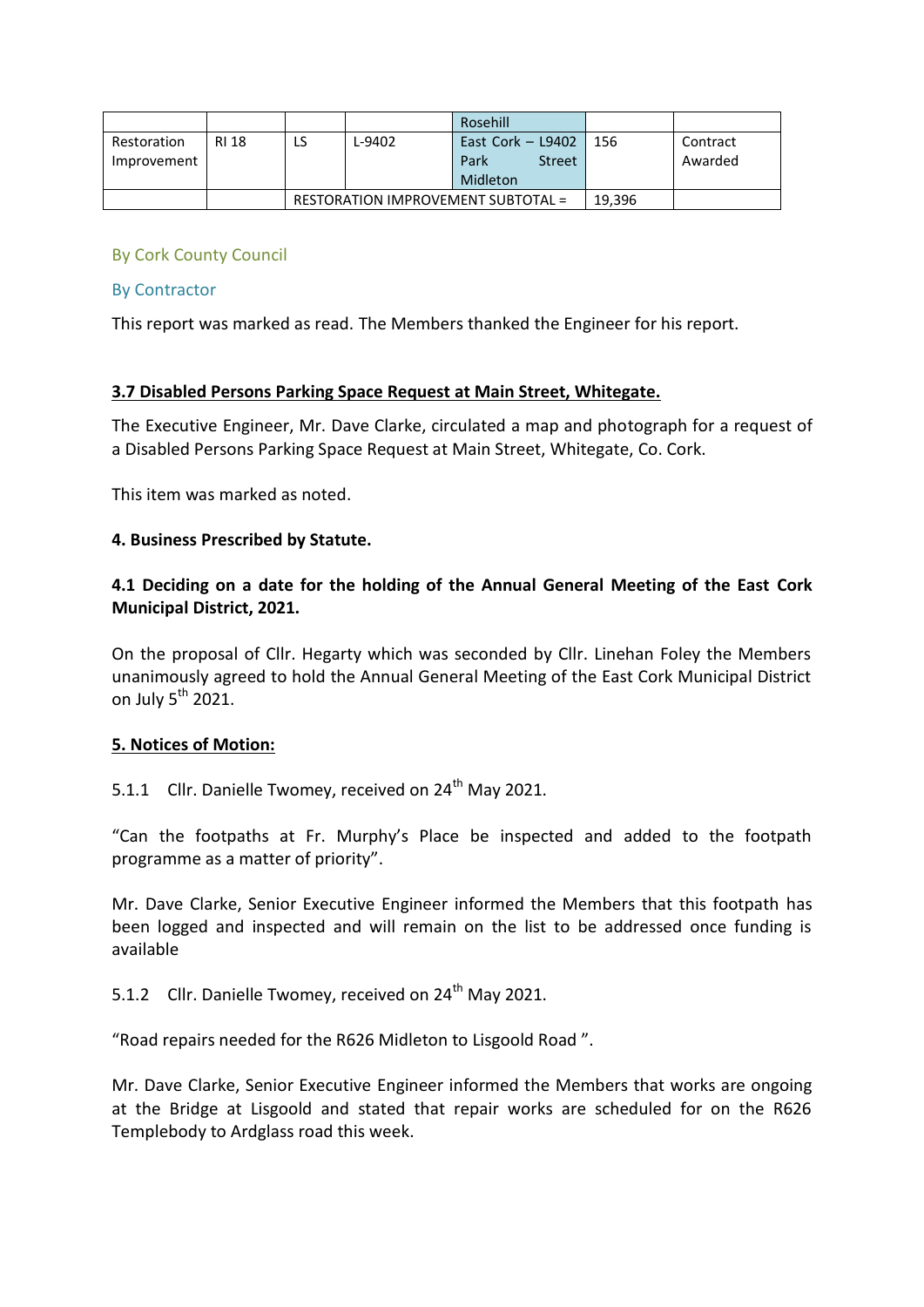|  |  |  |  | Rosehill |  |  |
| --- | --- | --- | --- | --- | --- | --- |
| Restoration Improvement | RI 18 | LS | L-9402 | East Cork – L9402 Park Street Midleton | 156 | Contract Awarded |
|  |  | RESTORATION IMPROVEMENT SUBTOTAL = |  |  | 19,396 |  |

By Cork County Council

By Contractor

This report was marked as read. The Members thanked the Engineer for his report.

**3.7 Disabled Persons Parking Space Request at Main Street, Whitegate.**

The Executive Engineer, Mr. Dave Clarke, circulated a map and photograph for a request of a Disabled Persons Parking Space Request at Main Street, Whitegate, Co. Cork.

This item was marked as noted.

**4. Business Prescribed by Statute.**

**4.1 Deciding on a date for the holding of the Annual General Meeting of the East Cork Municipal District, 2021.**

On the proposal of Cllr. Hegarty which was seconded by Cllr. Linehan Foley the Members unanimously agreed to hold the Annual General Meeting of the East Cork Municipal District on July 5th 2021.

**5. Notices of Motion:**

5.1.1 Cllr. Danielle Twomey, received on 24th May 2021.

"Can the footpaths at Fr. Murphy's Place be inspected and added to the footpath programme as a matter of priority".

Mr. Dave Clarke, Senior Executive Engineer informed the Members that this footpath has been logged and inspected and will remain on the list to be addressed once funding is available

5.1.2 Cllr. Danielle Twomey, received on 24th May 2021.

"Road repairs needed for the R626 Midleton to Lisgoold Road ".

Mr. Dave Clarke, Senior Executive Engineer informed the Members that works are ongoing at the Bridge at Lisgoold and stated that repair works are scheduled for on the R626 Templebody to Ardglass road this week.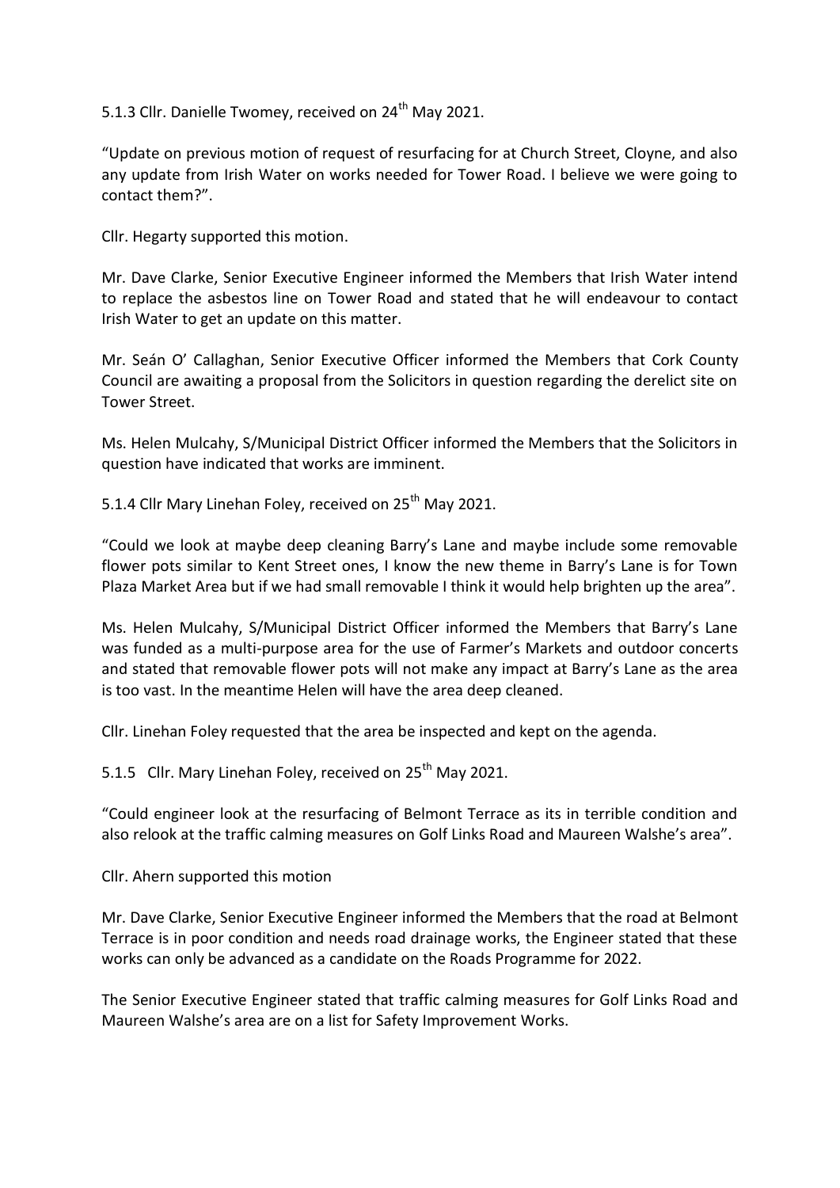5.1.3 Cllr. Danielle Twomey, received on 24th May 2021.

"Update on previous motion of request of resurfacing for at Church Street, Cloyne, and also any update from Irish Water on works needed for Tower Road. I believe we were going to contact them?".

Cllr. Hegarty supported this motion.

Mr. Dave Clarke, Senior Executive Engineer informed the Members that Irish Water intend to replace the asbestos line on Tower Road and stated that he will endeavour to contact Irish Water to get an update on this matter.

Mr. Seán O' Callaghan, Senior Executive Officer informed the Members that Cork County Council are awaiting a proposal from the Solicitors in question regarding the derelict site on Tower Street.

Ms. Helen Mulcahy, S/Municipal District Officer informed the Members that the Solicitors in question have indicated that works are imminent.

5.1.4 Cllr Mary Linehan Foley, received on 25th May 2021.

"Could we look at maybe deep cleaning Barry's Lane and maybe include some removable flower pots similar to Kent Street ones, I know the new theme in Barry's Lane is for Town Plaza Market Area but if we had small removable I think it would help brighten up the area".

Ms. Helen Mulcahy, S/Municipal District Officer informed the Members that Barry's Lane was funded as a multi-purpose area for the use of Farmer's Markets and outdoor concerts and stated that removable flower pots will not make any impact at Barry's Lane as the area is too vast. In the meantime Helen will have the area deep cleaned.

Cllr. Linehan Foley requested that the area be inspected and kept on the agenda.

5.1.5 Cllr. Mary Linehan Foley, received on 25th May 2021.

"Could engineer look at the resurfacing of Belmont Terrace as its in terrible condition and also relook at the traffic calming measures on Golf Links Road and Maureen Walshe's area".

Cllr. Ahern supported this motion

Mr. Dave Clarke, Senior Executive Engineer informed the Members that the road at Belmont Terrace is in poor condition and needs road drainage works, the Engineer stated that these works can only be advanced as a candidate on the Roads Programme for 2022.

The Senior Executive Engineer stated that traffic calming measures for Golf Links Road and Maureen Walshe's area are on a list for Safety Improvement Works.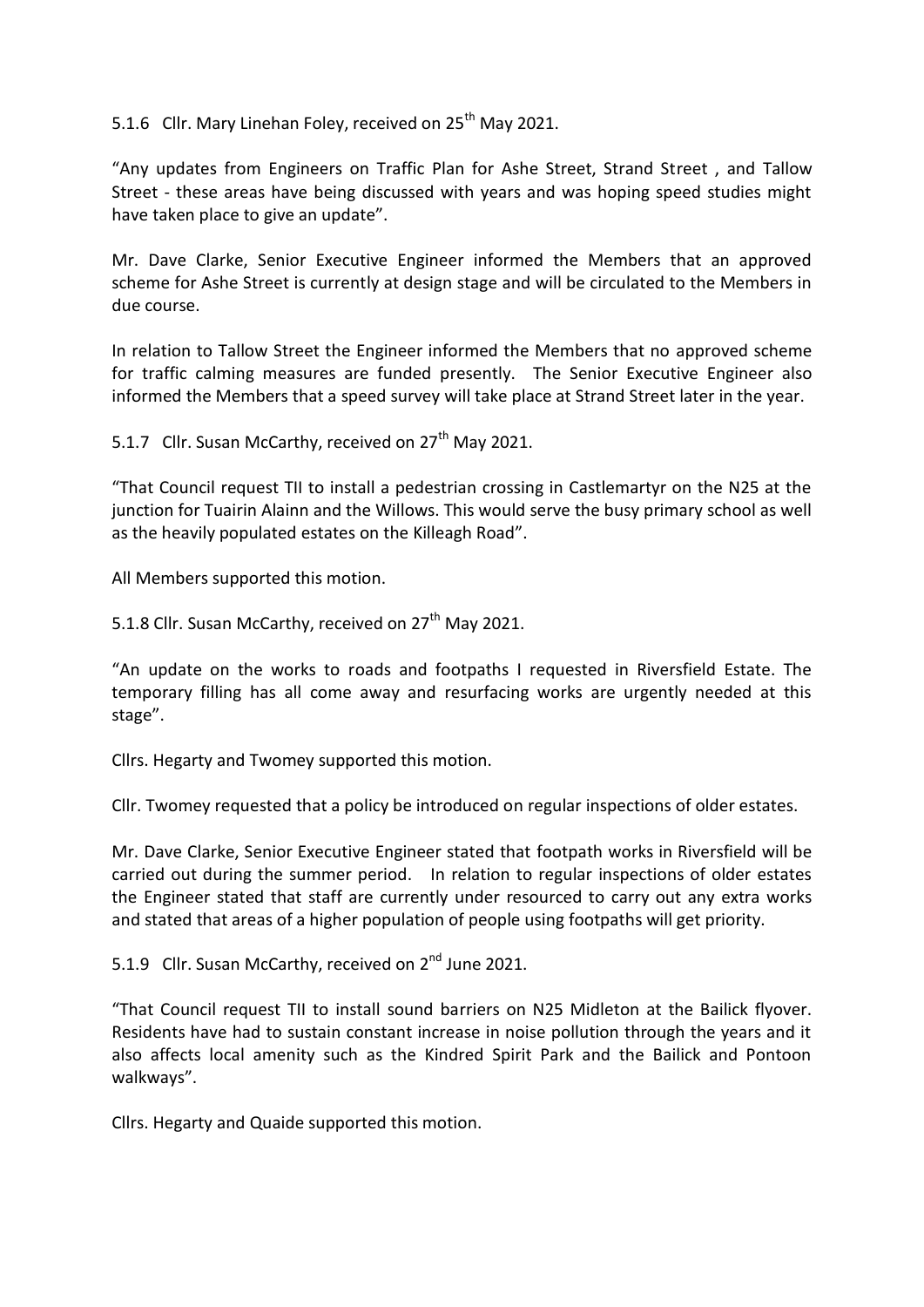5.1.6 Cllr. Mary Linehan Foley, received on 25th May 2021.

"Any updates from Engineers on Traffic Plan for Ashe Street, Strand Street , and Tallow Street - these areas have being discussed with years and was hoping speed studies might have taken place to give an update".

Mr. Dave Clarke, Senior Executive Engineer informed the Members that an approved scheme for Ashe Street is currently at design stage and will be circulated to the Members in due course.

In relation to Tallow Street the Engineer informed the Members that no approved scheme for traffic calming measures are funded presently. The Senior Executive Engineer also informed the Members that a speed survey will take place at Strand Street later in the year.

5.1.7 Cllr. Susan McCarthy, received on 27th May 2021.

"That Council request TII to install a pedestrian crossing in Castlemartyr on the N25 at the junction for Tuairin Alainn and the Willows. This would serve the busy primary school as well as the heavily populated estates on the Killeagh Road".

All Members supported this motion.

5.1.8 Cllr. Susan McCarthy, received on 27th May 2021.

"An update on the works to roads and footpaths I requested in Riversfield Estate. The temporary filling has all come away and resurfacing works are urgently needed at this stage".

Cllrs. Hegarty and Twomey supported this motion.

Cllr. Twomey requested that a policy be introduced on regular inspections of older estates.

Mr. Dave Clarke, Senior Executive Engineer stated that footpath works in Riversfield will be carried out during the summer period. In relation to regular inspections of older estates the Engineer stated that staff are currently under resourced to carry out any extra works and stated that areas of a higher population of people using footpaths will get priority.

5.1.9 Cllr. Susan McCarthy, received on 2nd June 2021.

"That Council request TII to install sound barriers on N25 Midleton at the Bailick flyover. Residents have had to sustain constant increase in noise pollution through the years and it also affects local amenity such as the Kindred Spirit Park and the Bailick and Pontoon walkways".

Cllrs. Hegarty and Quaide supported this motion.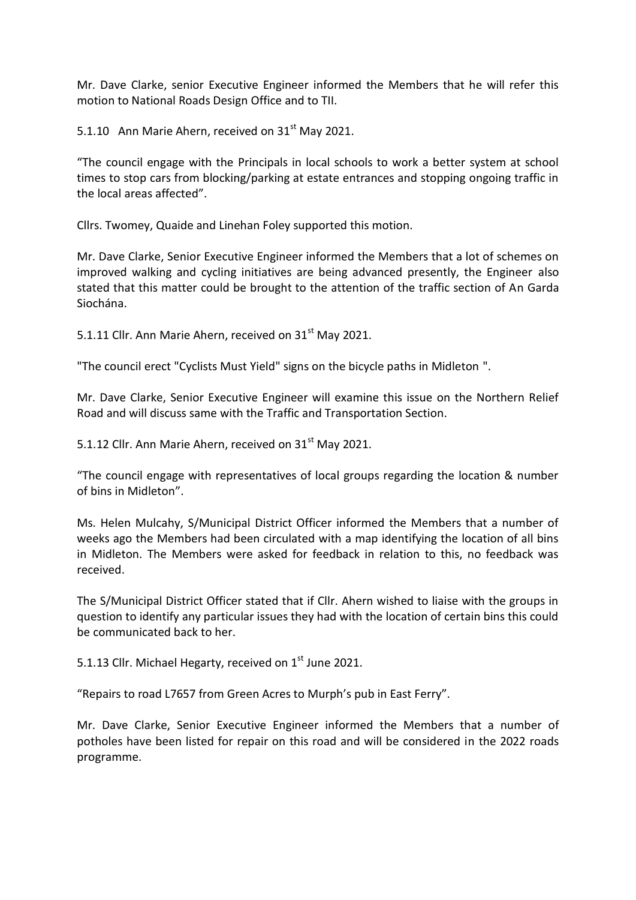Mr. Dave Clarke, senior Executive Engineer informed the Members that he will refer this motion to National Roads Design Office and to TII.

5.1.10 Ann Marie Ahern, received on 31st May 2021.

"The council engage with the Principals in local schools to work a better system at school times to stop cars from blocking/parking at estate entrances and stopping ongoing traffic in the local areas affected".

Cllrs. Twomey, Quaide and Linehan Foley supported this motion.

Mr. Dave Clarke, Senior Executive Engineer informed the Members that a lot of schemes on improved walking and cycling initiatives are being advanced presently, the Engineer also stated that this matter could be brought to the attention of the traffic section of An Garda Siochána.

5.1.11 Cllr. Ann Marie Ahern, received on 31st May 2021.

"The council erect "Cyclists Must Yield" signs on the bicycle paths in Midleton ".

Mr. Dave Clarke, Senior Executive Engineer will examine this issue on the Northern Relief Road and will discuss same with the Traffic and Transportation Section.

5.1.12 Cllr. Ann Marie Ahern, received on 31st May 2021.

"The council engage with representatives of local groups regarding the location & number of bins in Midleton".

Ms. Helen Mulcahy, S/Municipal District Officer informed the Members that a number of weeks ago the Members had been circulated with a map identifying the location of all bins in Midleton. The Members were asked for feedback in relation to this, no feedback was received.

The S/Municipal District Officer stated that if Cllr. Ahern wished to liaise with the groups in question to identify any particular issues they had with the location of certain bins this could be communicated back to her.

5.1.13 Cllr. Michael Hegarty, received on 1st June 2021.

"Repairs to road L7657 from Green Acres to Murph's pub in East Ferry".

Mr. Dave Clarke, Senior Executive Engineer informed the Members that a number of potholes have been listed for repair on this road and will be considered in the 2022 roads programme.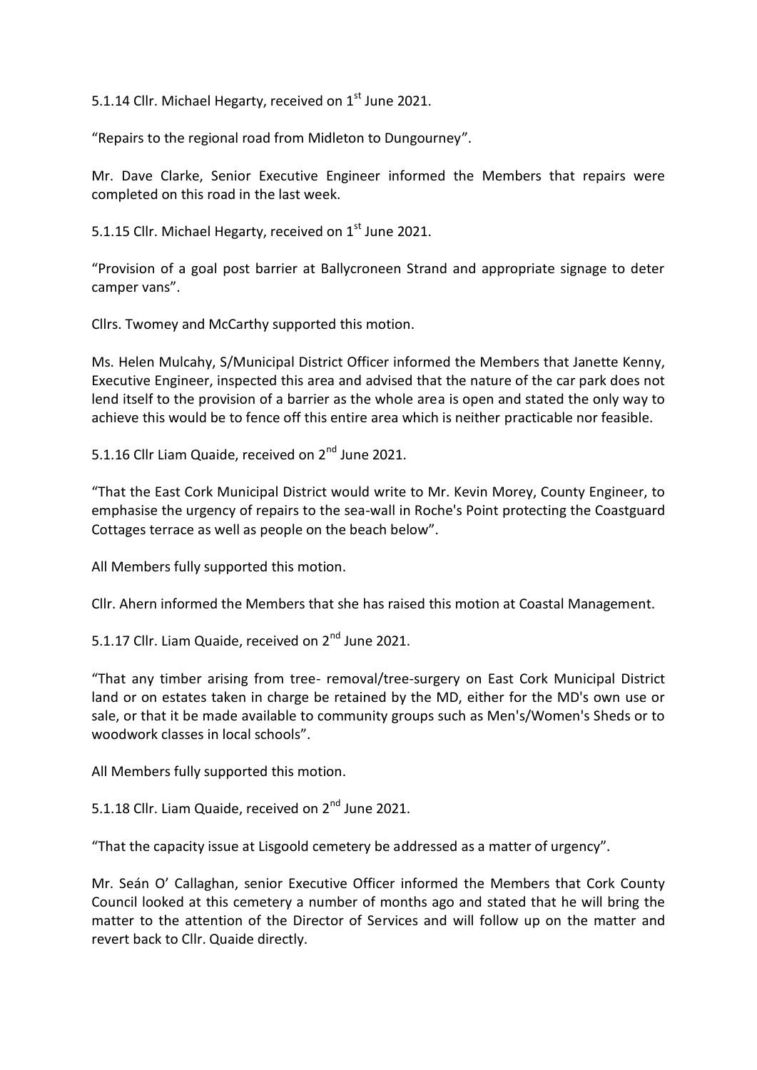5.1.14 Cllr. Michael Hegarty, received on 1st June 2021.

"Repairs to the regional road from Midleton to Dungourney".

Mr. Dave Clarke, Senior Executive Engineer informed the Members that repairs were completed on this road in the last week.

5.1.15 Cllr. Michael Hegarty, received on 1st June 2021.

"Provision of a goal post barrier at Ballycroneen Strand and appropriate signage to deter camper vans".

Cllrs. Twomey and McCarthy supported this motion.

Ms. Helen Mulcahy, S/Municipal District Officer informed the Members that Janette Kenny, Executive Engineer, inspected this area and advised that the nature of the car park does not lend itself to the provision of a barrier as the whole area is open and stated the only way to achieve this would be to fence off this entire area which is neither practicable nor feasible.

5.1.16 Cllr Liam Quaide, received on 2nd June 2021.

"That the East Cork Municipal District would write to Mr. Kevin Morey, County Engineer, to emphasise the urgency of repairs to the sea-wall in Roche's Point protecting the Coastguard Cottages terrace as well as people on the beach below".

All Members fully supported this motion.

Cllr. Ahern informed the Members that she has raised this motion at Coastal Management.

5.1.17 Cllr. Liam Quaide, received on 2nd June 2021.

"That any timber arising from tree- removal/tree-surgery on East Cork Municipal District land or on estates taken in charge be retained by the MD, either for the MD's own use or sale, or that it be made available to community groups such as Men's/Women's Sheds or to woodwork classes in local schools".

All Members fully supported this motion.

5.1.18 Cllr. Liam Quaide, received on 2nd June 2021.

"That the capacity issue at Lisgoold cemetery be addressed as a matter of urgency".

Mr. Seán O' Callaghan, senior Executive Officer informed the Members that Cork County Council looked at this cemetery a number of months ago and stated that he will bring the matter to the attention of the Director of Services and will follow up on the matter and revert back to Cllr. Quaide directly.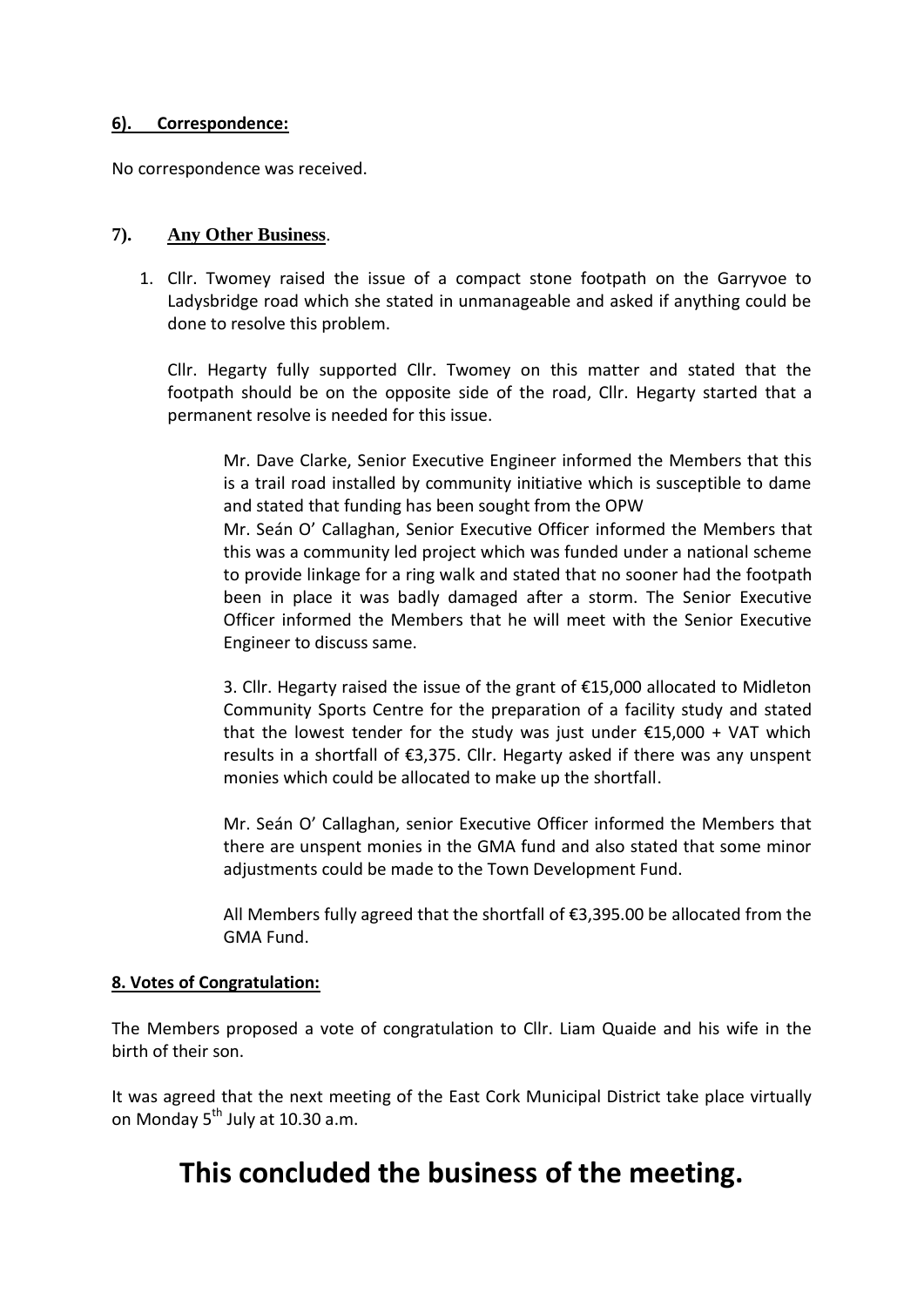**6). Correspondence:**

No correspondence was received.

**7). Any Other Business**.

1. Cllr. Twomey raised the issue of a compact stone footpath on the Garryvoe to Ladysbridge road which she stated in unmanageable and asked if anything could be done to resolve this problem.

   Cllr. Hegarty fully supported Cllr. Twomey on this matter and stated that the footpath should be on the opposite side of the road, Cllr. Hegarty started that a permanent resolve is needed for this issue.

   Mr. Dave Clarke, Senior Executive Engineer informed the Members that this is a trail road installed by community initiative which is susceptible to dame and stated that funding has been sought from the OPW
   Mr. Seán O' Callaghan, Senior Executive Officer informed the Members that this was a community led project which was funded under a national scheme to provide linkage for a ring walk and stated that no sooner had the footpath been in place it was badly damaged after a storm. The Senior Executive Officer informed the Members that he will meet with the Senior Executive Engineer to discuss same.

   3. Cllr. Hegarty raised the issue of the grant of €15,000 allocated to Midleton Community Sports Centre for the preparation of a facility study and stated that the lowest tender for the study was just under €15,000 + VAT which results in a shortfall of €3,375. Cllr. Hegarty asked if there was any unspent monies which could be allocated to make up the shortfall.

   Mr. Seán O' Callaghan, senior Executive Officer informed the Members that there are unspent monies in the GMA fund and also stated that some minor adjustments could be made to the Town Development Fund.

   All Members fully agreed that the shortfall of €3,395.00 be allocated from the GMA Fund.

**8. Votes of Congratulation:**

The Members proposed a vote of congratulation to Cllr. Liam Quaide and his wife in the birth of their son.

It was agreed that the next meeting of the East Cork Municipal District take place virtually on Monday 5th July at 10.30 a.m.

# This concluded the business of the meeting.